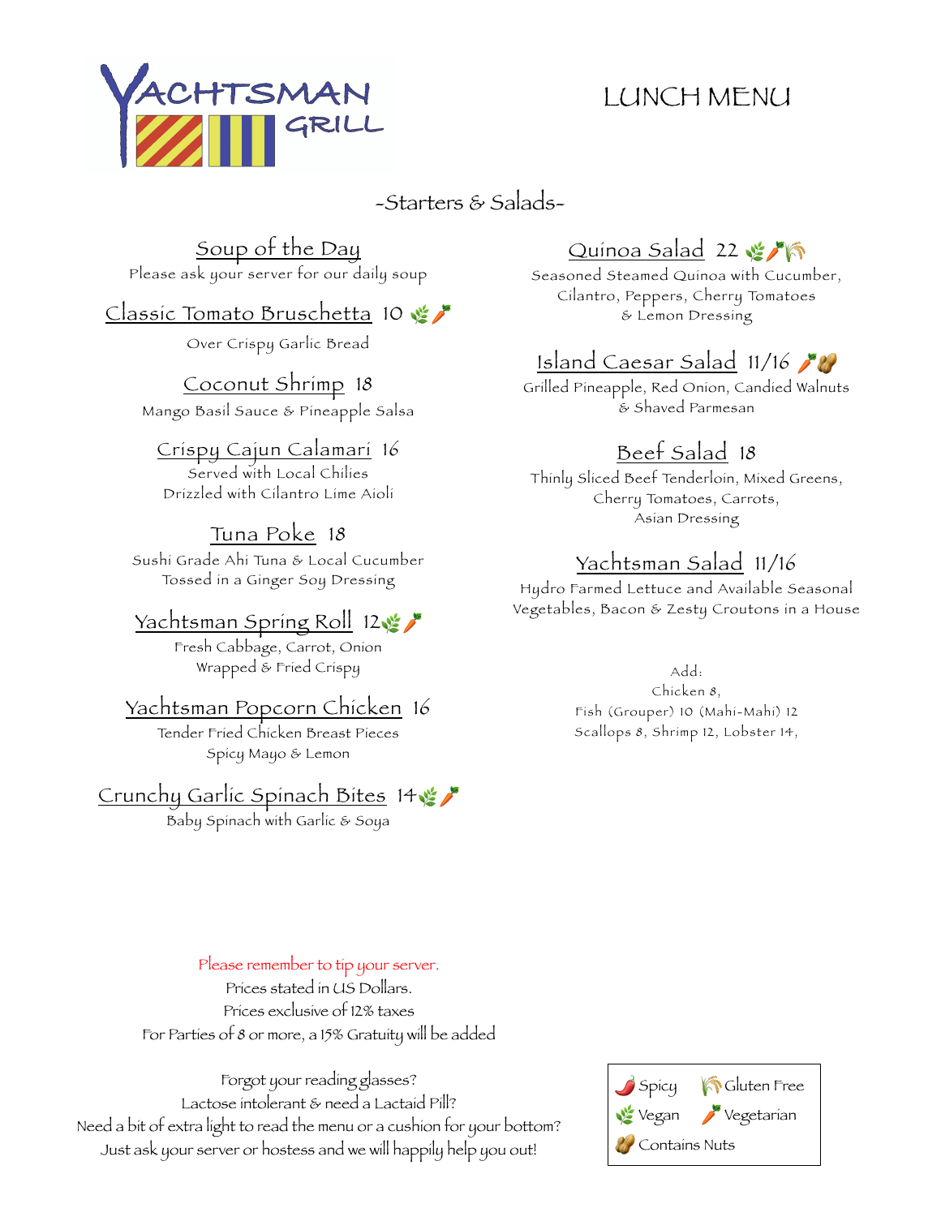# YACHTSMAN GRILL

# LUNCH MENU

## -Starters & Salads-

### Soup of the Day
Please ask your server for our daily soup

### Classic Tomato Bruschetta 10 🌿🥕
Over Crispy Garlic Bread

### Coconut Shrimp 18
Mango Basil Sauce & Pineapple Salsa

### Crispy Cajun Calamari 16
Served with Local Chilies
Drizzled with Cilantro Lime Aioli

### Tuna Poke 18
Sushi Grade Ahi Tuna & Local Cucumber
Tossed in a Ginger Soy Dressing

### Yachtsman Spring Roll 12 🌿🥕
Fresh Cabbage, Carrot, Onion
Wrapped & Fried Crispy

### Yachtsman Popcorn Chicken 16
Tender Fried Chicken Breast Pieces
Spicy Mayo & Lemon

### Crunchy Garlic Spinach Bites 14 🌿🥕
Baby Spinach with Garlic & Soya

### Quinoa Salad 22 🌿🥕🌾
Seasoned Steamed Quinoa with Cucumber,
Cilantro, Peppers, Cherry Tomatoes
& Lemon Dressing

### Island Caesar Salad 11/16 🥕🥜
Grilled Pineapple, Red Onion, Candied Walnuts
& Shaved Parmesan

### Beef Salad 18
Thinly Sliced Beef Tenderloin, Mixed Greens,
Cherry Tomatoes, Carrots,
Asian Dressing

### Yachtsman Salad 11/16
Hydro Farmed Lettuce and Available Seasonal
Vegetables, Bacon & Zesty Croutons in a House

Add:
Chicken 8,
Fish (Grouper) 10 (Mahi-Mahi) 12
Scallops 8, Shrimp 12, Lobster 14,

Please remember to tip your server.
Prices stated in US Dollars.
Prices exclusive of 12% taxes
For Parties of 8 or more, a 15% Gratuity will be added

Forgot your reading glasses?
Lactose intolerant & need a Lactaid Pill?
Need a bit of extra light to read the menu or a cushion for your bottom?
Just ask your server or hostess and we will happily help you out!

🌶️ Spicy | 🌾 Gluten Free
🌿 Vegan | 🥕 Vegetarian
🥜 Contains Nuts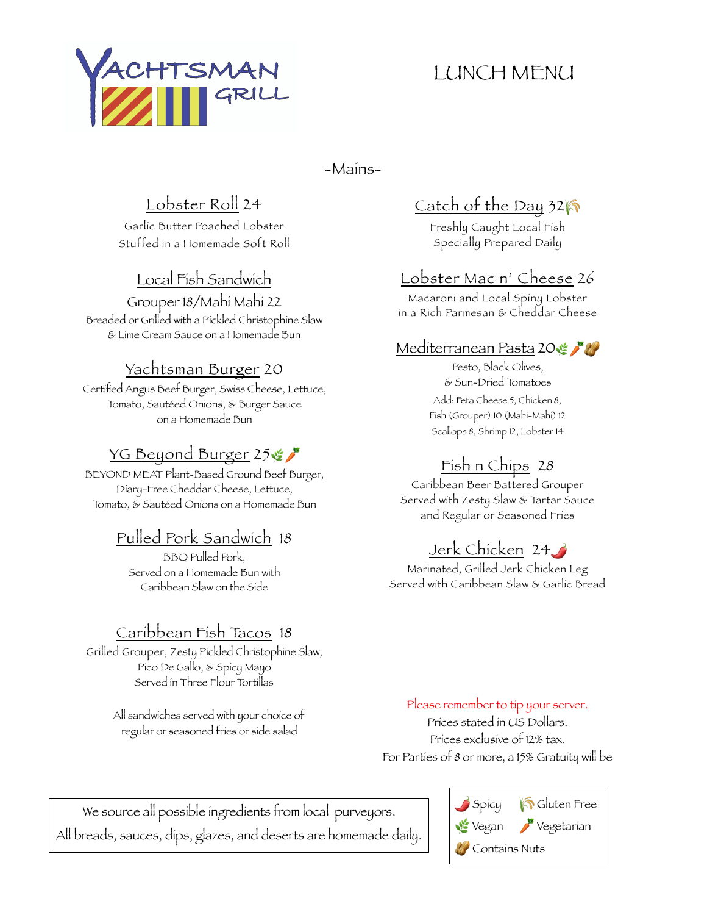# YACHTSMAN GRILL

# LUNCH MENU

## -Mains-

### Lobster Roll 24

Garlic Butter Poached Lobster
Stuffed in a Homemade Soft Roll

### Local Fish Sandwich

Grouper 18/Mahi Mahi 22

Breaded or Grilled with a Pickled Christophine Slaw
& Lime Cream Sauce on a Homemade Bun

### Yachtsman Burger 20

Certified Angus Beef Burger, Swiss Cheese, Lettuce,
Tomato, Sautéed Onions, & Burger Sauce
on a Homemade Bun

### YG Beyond Burger 25 🌿🥕

BEYOND MEAT Plant-Based Ground Beef Burger,
Diary-Free Cheddar Cheese, Lettuce,
Tomato, & Sautéed Onions on a Homemade Bun

### Pulled Pork Sandwich 18

BBQ Pulled Pork,
Served on a Homemade Bun with
Caribbean Slaw on the Side

### Caribbean Fish Tacos 18

Grilled Grouper, Zesty Pickled Christophine Slaw,
Pico De Gallo, & Spicy Mayo
Served in Three Flour Tortillas

All sandwiches served with your choice of
regular or seasoned fries or side salad

### Catch of the Day 32 🌾

Freshly Caught Local Fish
Specially Prepared Daily

### Lobster Mac n' Cheese 26

Macaroni and Local Spiny Lobster
in a Rich Parmesan & Cheddar Cheese

### Mediterranean Pasta 20 🌿🥕🥜

Pesto, Black Olives,
& Sun-Dried Tomatoes

Add: Feta Cheese 5, Chicken 8,
Fish (Grouper) 10 (Mahi-Mahi) 12
Scallops 8, Shrimp 12, Lobster 14

### Fish n Chips 28

Caribbean Beer Battered Grouper
Served with Zesty Slaw & Tartar Sauce
and Regular or Seasoned Fries

### Jerk Chicken 24 🌶️

Marinated, Grilled Jerk Chicken Leg
Served with Caribbean Slaw & Garlic Bread

Please remember to tip your server.
Prices stated in US Dollars.
Prices exclusive of 12% tax.
For Parties of 8 or more, a 15% Gratuity will be

We source all possible ingredients from local purveyors.
All breads, sauces, dips, glazes, and deserts are homemade daily.

🌶️ Spicy 🌾 Gluten Free
🌿 Vegan 🥕 Vegetarian
🥜 Contains Nuts